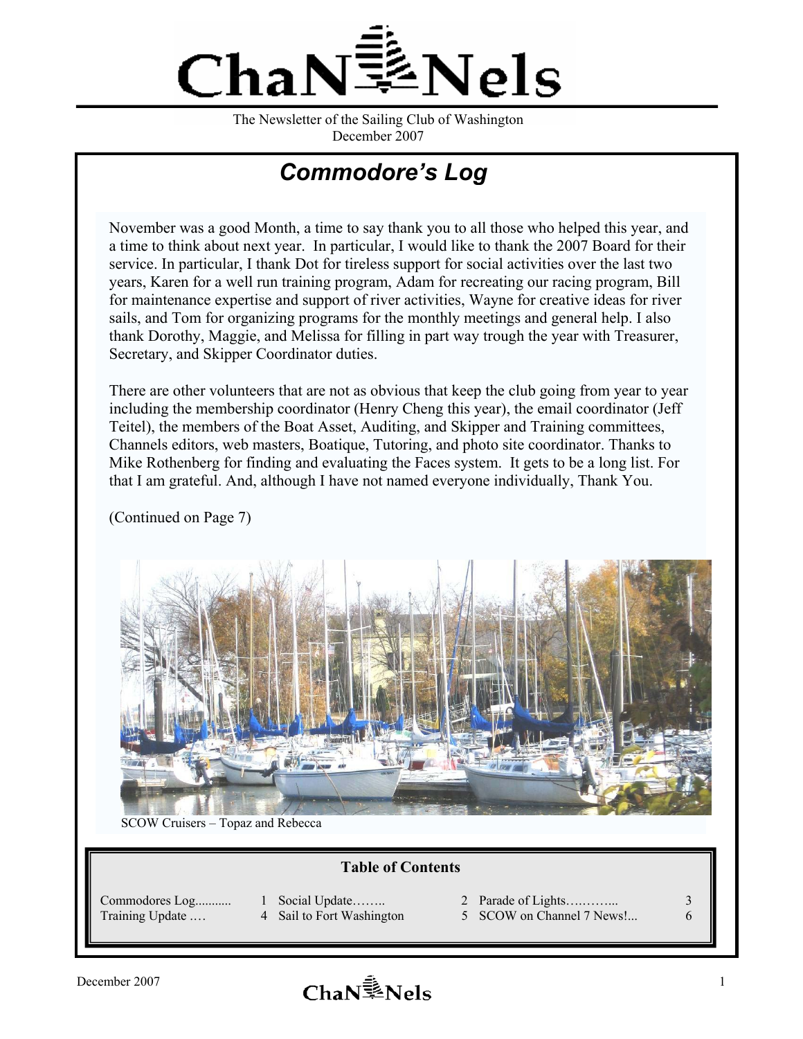# ChaNNels

The Newsletter of the Sailing Club of Washington
December 2007

## *Commodore's Log*

November was a good Month, a time to say thank you to all those who helped this year, and a time to think about next year. In particular, I would like to thank the 2007 Board for their service. In particular, I thank Dot for tireless support for social activities over the last two years, Karen for a well run training program, Adam for recreating our racing program, Bill for maintenance expertise and support of river activities, Wayne for creative ideas for river sails, and Tom for organizing programs for the monthly meetings and general help. I also thank Dorothy, Maggie, and Melissa for filling in part way trough the year with Treasurer, Secretary, and Skipper Coordinator duties.

There are other volunteers that are not as obvious that keep the club going from year to year including the membership coordinator (Henry Cheng this year), the email coordinator (Jeff Teitel), the members of the Boat Asset, Auditing, and Skipper and Training committees, Channels editors, web masters, Boatique, Tutoring, and photo site coordinator. Thanks to Mike Rothenberg for finding and evaluating the Faces system. It gets to be a long list. For that I am grateful. And, although I have not named everyone individually, Thank You.

(Continued on Page 7)

SCOW Cruisers – Topaz and Rebecca

**Table of Contents**

| | | | | | |
|---|---|---|---|---|---|
| Commodores Log.......... | 1 | Social Update…….. | 2 | Parade of Lights….…….. | 3 |
| Training Update …. | 4 | Sail to Fort Washington | 5 | SCOW on Channel 7 News!... | 6 |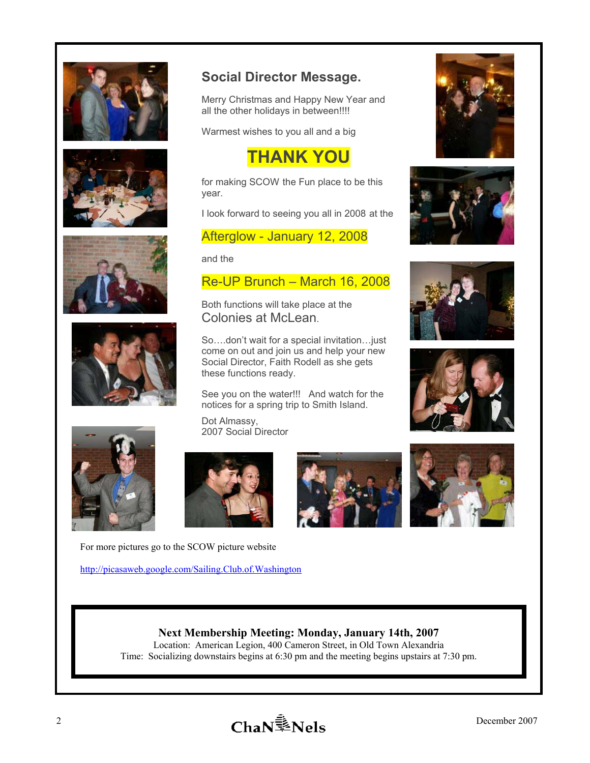## Social Director Message.

Merry Christmas and Happy New Year and all the other holidays in between!!!!

Warmest wishes to you all and a big

**THANK YOU**

for making SCOW the Fun place to be this year.

I look forward to seeing you all in 2008 at the

**Afterglow - January 12, 2008**

and the

**Re-UP Brunch – March 16, 2008**

Both functions will take place at the Colonies at McLean.

So….don't wait for a special invitation…just come on out and join us and help your new Social Director, Faith Rodell as she gets these functions ready.

See you on the water!!! And watch for the notices for a spring trip to Smith Island.

Dot Almassy,
2007 Social Director

For more pictures go to the SCOW picture website

http://picasaweb.google.com/Sailing.Club.of.Washington

**Next Membership Meeting: Monday, January 14th, 2007**
Location: American Legion, 400 Cameron Street, in Old Town Alexandria
Time: Socializing downstairs begins at 6:30 pm and the meeting begins upstairs at 7:30 pm.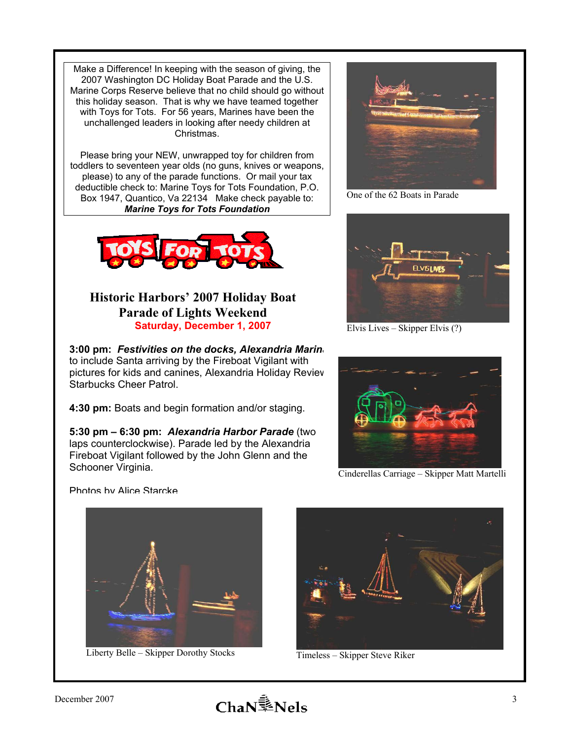Make a Difference! In keeping with the season of giving, the 2007 Washington DC Holiday Boat Parade and the U.S. Marine Corps Reserve believe that no child should go without this holiday season. That is why we have teamed together with Toys for Tots. For 56 years, Marines have been the unchallenged leaders in looking after needy children at Christmas.

Please bring your NEW, unwrapped toy for children from toddlers to seventeen year olds (no guns, knives or weapons, please) to any of the parade functions. Or mail your tax deductible check to: Marine Toys for Tots Foundation, P.O. Box 1947, Quantico, Va 22134 Make check payable to: ***Marine Toys for Tots Foundation***

One of the 62 Boats in Parade

Elvis Lives – Skipper Elvis (?)

## Historic Harbors' 2007 Holiday Boat Parade of Lights Weekend

**Saturday, December 1, 2007**

**3:00 pm:** ***Festivities on the docks, Alexandria Marina*** to include Santa arriving by the Fireboat Vigilant with pictures for kids and canines, Alexandria Holiday Review Starbucks Cheer Patrol.

**4:30 pm:** Boats and begin formation and/or staging.

**5:30 pm – 6:30 pm:** ***Alexandria Harbor Parade*** (two laps counterclockwise). Parade led by the Alexandria Fireboat Vigilant followed by the John Glenn and the Schooner Virginia.

Cinderellas Carriage – Skipper Matt Martelli

Photos by Alice Starcke

Liberty Belle – Skipper Dorothy Stocks

Timeless – Skipper Steve Riker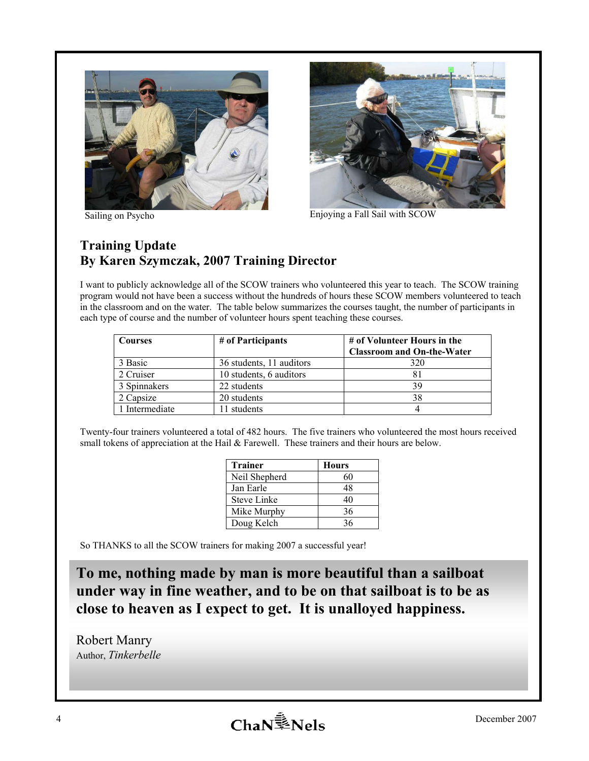Sailing on Psycho

Enjoying a Fall Sail with SCOW

## Training Update
## By Karen Szymczak, 2007 Training Director

I want to publicly acknowledge all of the SCOW trainers who volunteered this year to teach. The SCOW training program would not have been a success without the hundreds of hours these SCOW members volunteered to teach in the classroom and on the water. The table below summarizes the courses taught, the number of participants in each type of course and the number of volunteer hours spent teaching these courses.

| Courses | # of Participants | # of Volunteer Hours in the Classroom and On-the-Water |
|---|---|---|
| 3 Basic | 36 students, 11 auditors | 320 |
| 2 Cruiser | 10 students, 6 auditors | 81 |
| 3 Spinnakers | 22 students | 39 |
| 2 Capsize | 20 students | 38 |
| 1 Intermediate | 11 students | 4 |

Twenty-four trainers volunteered a total of 482 hours. The five trainers who volunteered the most hours received small tokens of appreciation at the Hail & Farewell. These trainers and their hours are below.

| Trainer | Hours |
|---|---|
| Neil Shepherd | 60 |
| Jan Earle | 48 |
| Steve Linke | 40 |
| Mike Murphy | 36 |
| Doug Kelch | 36 |

So THANKS to all the SCOW trainers for making 2007 a successful year!

**To me, nothing made by man is more beautiful than a sailboat under way in fine weather, and to be on that sailboat is to be as close to heaven as I expect to get. It is unalloyed happiness.**

Robert Manry
Author, *Tinkerbelle*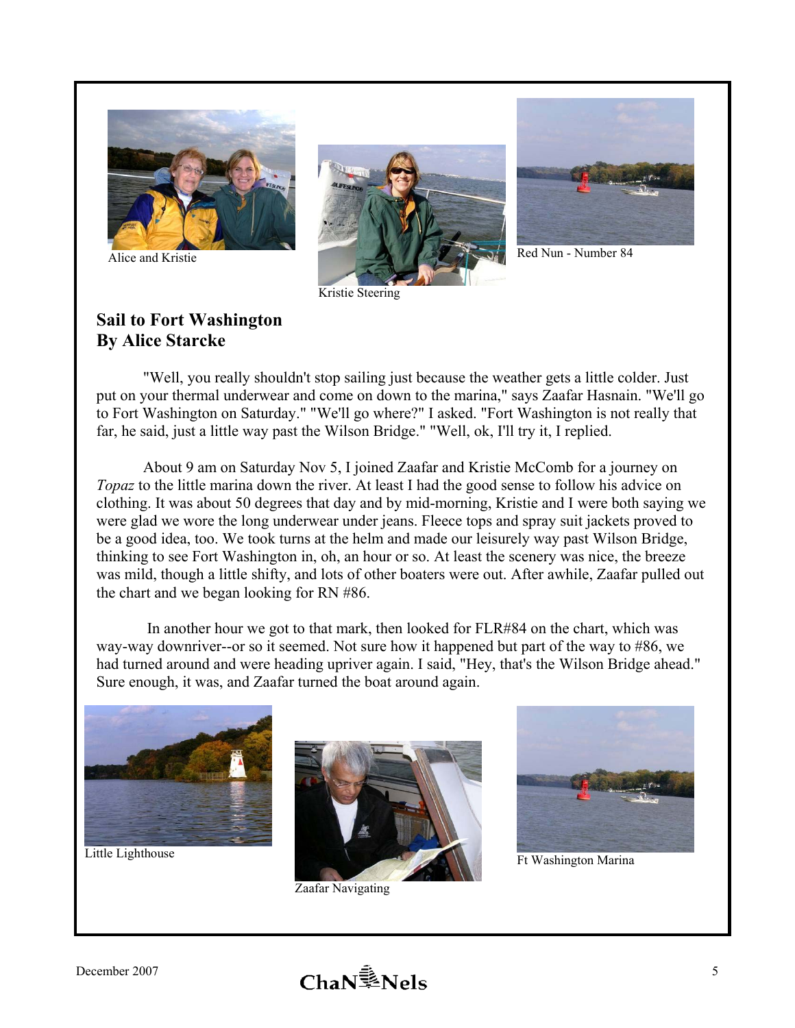Alice and Kristie

Kristie Steering

Red Nun - Number 84

## Sail to Fort Washington
## By Alice Starcke

"Well, you really shouldn't stop sailing just because the weather gets a little colder. Just put on your thermal underwear and come on down to the marina," says Zaafar Hasnain. "We'll go to Fort Washington on Saturday." "We'll go where?" I asked. "Fort Washington is not really that far, he said, just a little way past the Wilson Bridge." "Well, ok, I'll try it, I replied.

About 9 am on Saturday Nov 5, I joined Zaafar and Kristie McComb for a journey on *Topaz* to the little marina down the river. At least I had the good sense to follow his advice on clothing. It was about 50 degrees that day and by mid-morning, Kristie and I were both saying we were glad we wore the long underwear under jeans. Fleece tops and spray suit jackets proved to be a good idea, too. We took turns at the helm and made our leisurely way past Wilson Bridge, thinking to see Fort Washington in, oh, an hour or so. At least the scenery was nice, the breeze was mild, though a little shifty, and lots of other boaters were out. After awhile, Zaafar pulled out the chart and we began looking for RN #86.

In another hour we got to that mark, then looked for FLR#84 on the chart, which was way-way downriver--or so it seemed. Not sure how it happened but part of the way to #86, we had turned around and were heading upriver again. I said, "Hey, that's the Wilson Bridge ahead." Sure enough, it was, and Zaafar turned the boat around again.

Little Lighthouse

Zaafar Navigating

Ft Washington Marina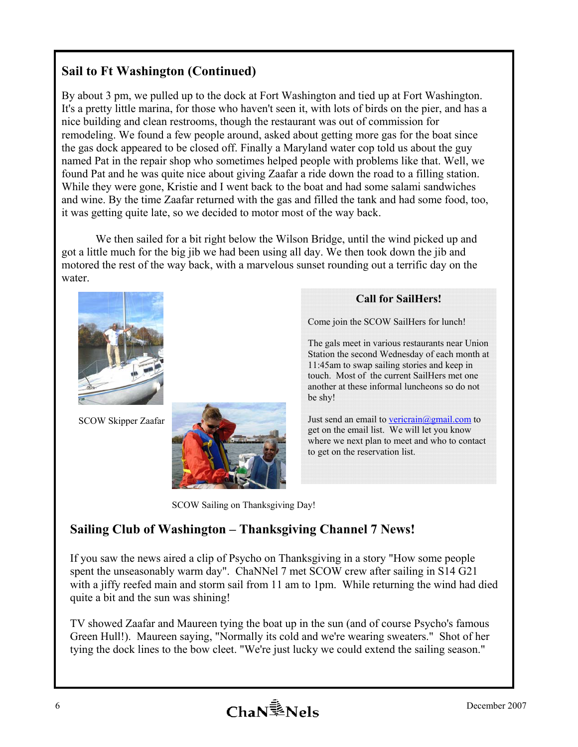## Sail to Ft Washington (Continued)

By about 3 pm, we pulled up to the dock at Fort Washington and tied up at Fort Washington. It's a pretty little marina, for those who haven't seen it, with lots of birds on the pier, and has a nice building and clean restrooms, though the restaurant was out of commission for remodeling. We found a few people around, asked about getting more gas for the boat since the gas dock appeared to be closed off. Finally a Maryland water cop told us about the guy named Pat in the repair shop who sometimes helped people with problems like that. Well, we found Pat and he was quite nice about giving Zaafar a ride down the road to a filling station. While they were gone, Kristie and I went back to the boat and had some salami sandwiches and wine. By the time Zaafar returned with the gas and filled the tank and had some food, too, it was getting quite late, so we decided to motor most of the way back.

We then sailed for a bit right below the Wilson Bridge, until the wind picked up and got a little much for the big jib we had been using all day. We then took down the jib and motored the rest of the way back, with a marvelous sunset rounding out a terrific day on the water.

SCOW Skipper Zaafar

SCOW Sailing on Thanksgiving Day!

### Call for SailHers!

Come join the SCOW SailHers for lunch!

The gals meet in various restaurants near Union Station the second Wednesday of each month at 11:45am to swap sailing stories and keep in touch. Most of the current SailHers met one another at these informal luncheons so do not be shy!

Just send an email to vericrain@gmail.com to get on the email list. We will let you know where we next plan to meet and who to contact to get on the reservation list.

## Sailing Club of Washington – Thanksgiving Channel 7 News!

If you saw the news aired a clip of Psycho on Thanksgiving in a story "How some people spent the unseasonably warm day". ChaNNel 7 met SCOW crew after sailing in S14 G21 with a jiffy reefed main and storm sail from 11 am to 1pm. While returning the wind had died quite a bit and the sun was shining!

TV showed Zaafar and Maureen tying the boat up in the sun (and of course Psycho's famous Green Hull!). Maureen saying, "Normally its cold and we're wearing sweaters." Shot of her tying the dock lines to the bow cleet. "We're just lucky we could extend the sailing season."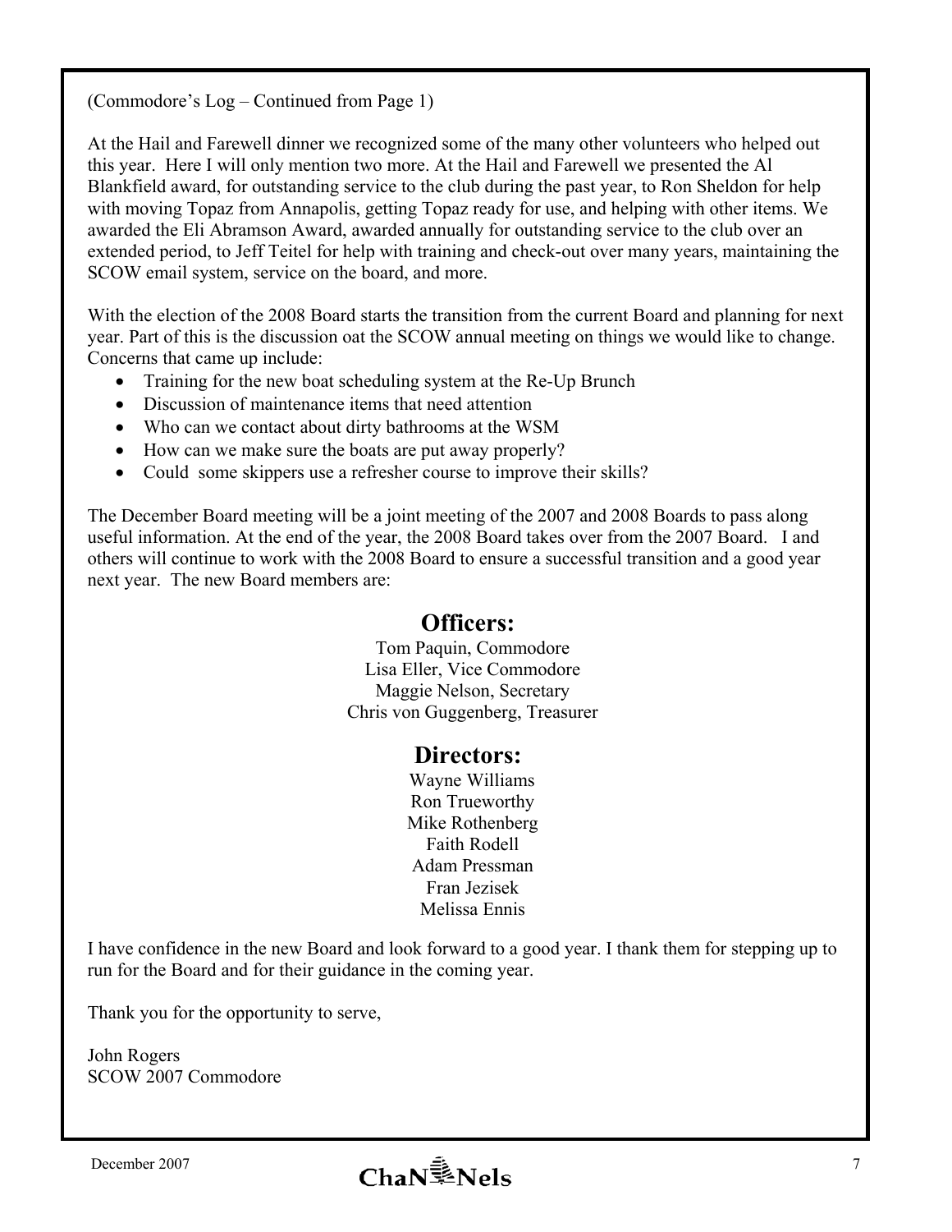(Commodore's Log – Continued from Page 1)

At the Hail and Farewell dinner we recognized some of the many other volunteers who helped out this year. Here I will only mention two more. At the Hail and Farewell we presented the Al Blankfield award, for outstanding service to the club during the past year, to Ron Sheldon for help with moving Topaz from Annapolis, getting Topaz ready for use, and helping with other items. We awarded the Eli Abramson Award, awarded annually for outstanding service to the club over an extended period, to Jeff Teitel for help with training and check-out over many years, maintaining the SCOW email system, service on the board, and more.

With the election of the 2008 Board starts the transition from the current Board and planning for next year. Part of this is the discussion oat the SCOW annual meeting on things we would like to change. Concerns that came up include:

- Training for the new boat scheduling system at the Re-Up Brunch
- Discussion of maintenance items that need attention
- Who can we contact about dirty bathrooms at the WSM
- How can we make sure the boats are put away properly?
- Could some skippers use a refresher course to improve their skills?

The December Board meeting will be a joint meeting of the 2007 and 2008 Boards to pass along useful information. At the end of the year, the 2008 Board takes over from the 2007 Board. I and others will continue to work with the 2008 Board to ensure a successful transition and a good year next year. The new Board members are:

## Officers:

Tom Paquin, Commodore
Lisa Eller, Vice Commodore
Maggie Nelson, Secretary
Chris von Guggenberg, Treasurer

## Directors:

Wayne Williams
Ron Trueworthy
Mike Rothenberg
Faith Rodell
Adam Pressman
Fran Jezisek
Melissa Ennis

I have confidence in the new Board and look forward to a good year. I thank them for stepping up to run for the Board and for their guidance in the coming year.

Thank you for the opportunity to serve,

John Rogers
SCOW 2007 Commodore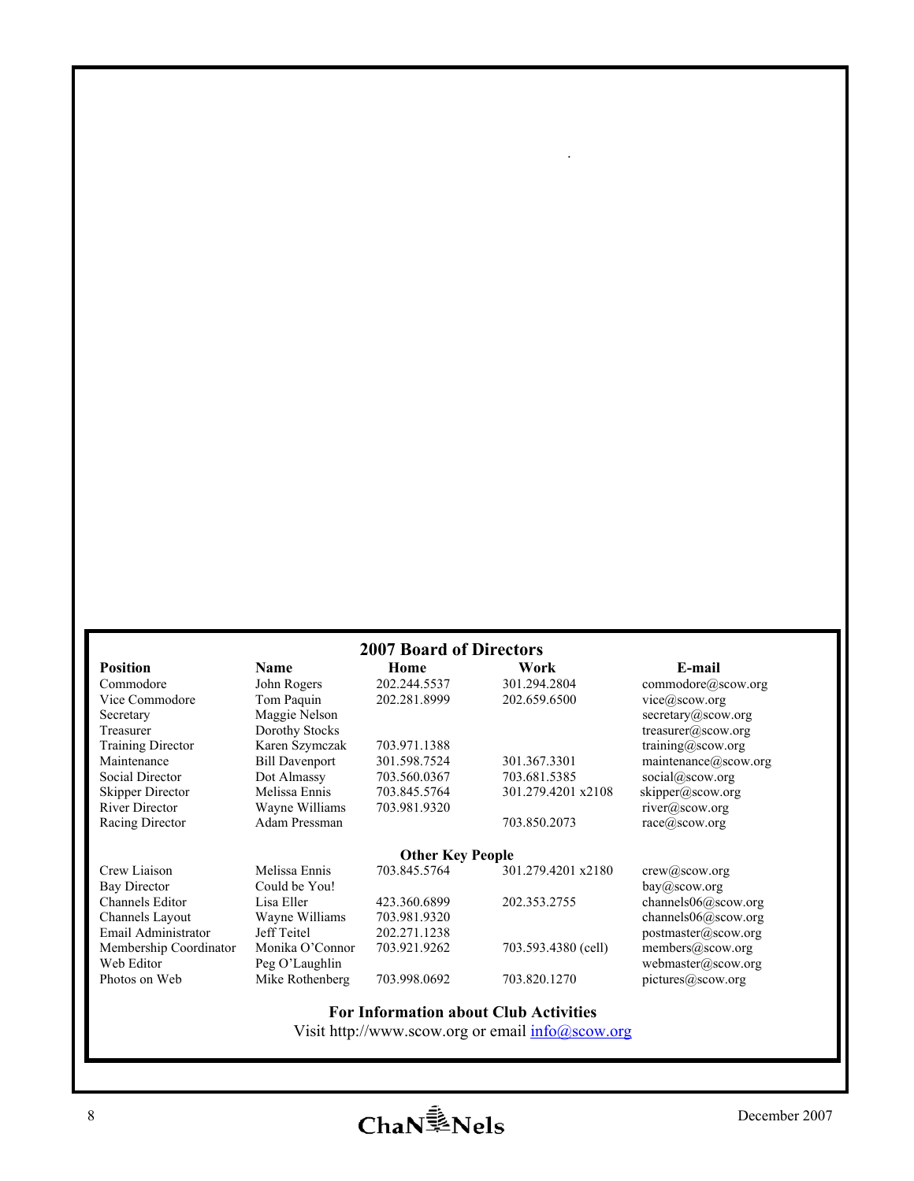## 2007 Board of Directors

| Position | Name | Home | Work | E-mail |
|---|---|---|---|---|
| Commodore | John Rogers | 202.244.5537 | 301.294.2804 | commodore@scow.org |
| Vice Commodore | Tom Paquin | 202.281.8999 | 202.659.6500 | vice@scow.org |
| Secretary | Maggie Nelson | | | secretary@scow.org |
| Treasurer | Dorothy Stocks | | | treasurer@scow.org |
| Training Director | Karen Szymczak | 703.971.1388 | | training@scow.org |
| Maintenance | Bill Davenport | 301.598.7524 | 301.367.3301 | maintenance@scow.org |
| Social Director | Dot Almassy | 703.560.0367 | 703.681.5385 | social@scow.org |
| Skipper Director | Melissa Ennis | 703.845.5764 | 301.279.4201 x2108 | skipper@scow.org |
| River Director | Wayne Williams | 703.981.9320 | | river@scow.org |
| Racing Director | Adam Pressman | | 703.850.2073 | race@scow.org |

### Other Key People

| Position | Name | Home | Work | E-mail |
|---|---|---|---|---|
| Crew Liaison | Melissa Ennis | 703.845.5764 | 301.279.4201 x2180 | crew@scow.org |
| Bay Director | Could be You! | | | bay@scow.org |
| Channels Editor | Lisa Eller | 423.360.6899 | 202.353.2755 | channels06@scow.org |
| Channels Layout | Wayne Williams | 703.981.9320 | | channels06@scow.org |
| Email Administrator | Jeff Teitel | 202.271.1238 | | postmaster@scow.org |
| Membership Coordinator | Monika O'Connor | 703.921.9262 | 703.593.4380 (cell) | members@scow.org |
| Web Editor | Peg O'Laughlin | | | webmaster@scow.org |
| Photos on Web | Mike Rothenberg | 703.998.0692 | 703.820.1270 | pictures@scow.org |

**For Information about Club Activities**

Visit http://www.scow.org or email info@scow.org